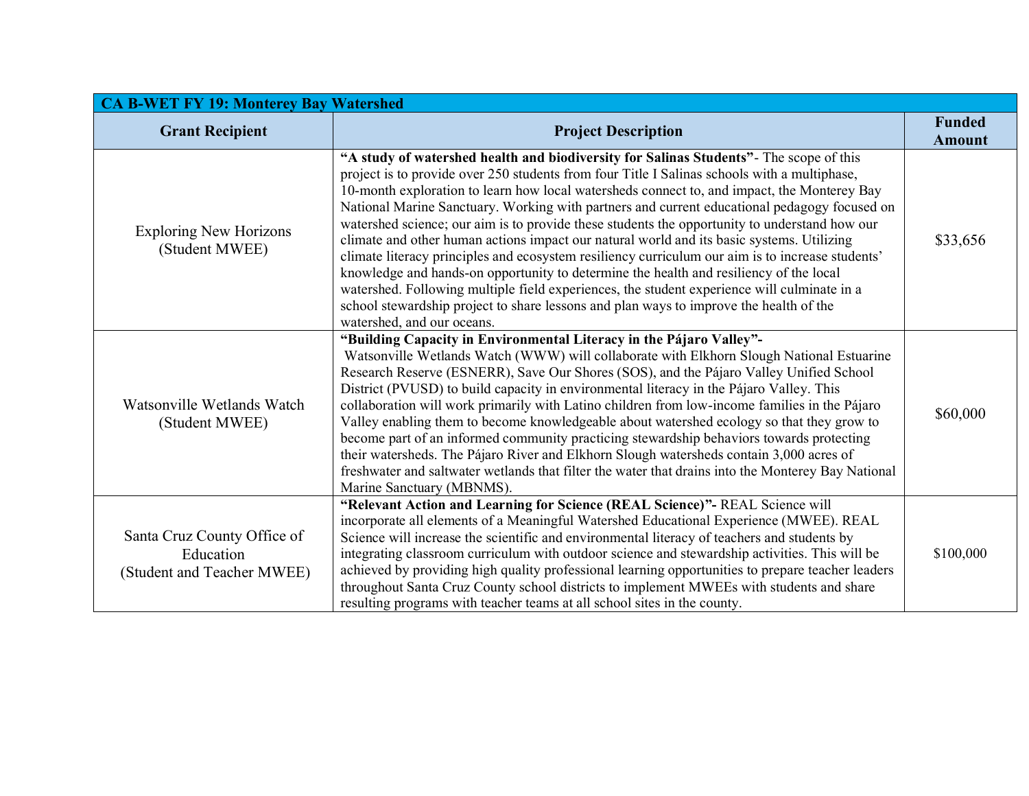| CA B-WET FY 19: Monterey Bay Watershed | | |
|---|---|---|
| **Grant Recipient** | **Project Description** | **Funded Amount** |
| Exploring New Horizons (Student MWEE) | **"A study of watershed health and biodiversity for Salinas Students"**- The scope of this project is to provide over 250 students from four Title I Salinas schools with a multiphase, 10-month exploration to learn how local watersheds connect to, and impact, the Monterey Bay National Marine Sanctuary. Working with partners and current educational pedagogy focused on watershed science; our aim is to provide these students the opportunity to understand how our climate and other human actions impact our natural world and its basic systems. Utilizing climate literacy principles and ecosystem resiliency curriculum our aim is to increase students' knowledge and hands-on opportunity to determine the health and resiliency of the local watershed. Following multiple field experiences, the student experience will culminate in a school stewardship project to share lessons and plan ways to improve the health of the watershed, and our oceans. | $33,656 |
| Watsonville Wetlands Watch (Student MWEE) | **"Building Capacity in Environmental Literacy in the Pájaro Valley"**- Watsonville Wetlands Watch (WWW) will collaborate with Elkhorn Slough National Estuarine Research Reserve (ESNERR), Save Our Shores (SOS), and the Pájaro Valley Unified School District (PVUSD) to build capacity in environmental literacy in the Pájaro Valley. This collaboration will work primarily with Latino children from low-income families in the Pájaro Valley enabling them to become knowledgeable about watershed ecology so that they grow to become part of an informed community practicing stewardship behaviors towards protecting their watersheds. The Pájaro River and Elkhorn Slough watersheds contain 3,000 acres of freshwater and saltwater wetlands that filter the water that drains into the Monterey Bay National Marine Sanctuary (MBNMS). | $60,000 |
| Santa Cruz County Office of Education (Student and Teacher MWEE) | **"Relevant Action and Learning for Science (REAL Science)"-** REAL Science will incorporate all elements of a Meaningful Watershed Educational Experience (MWEE). REAL Science will increase the scientific and environmental literacy of teachers and students by integrating classroom curriculum with outdoor science and stewardship activities. This will be achieved by providing high quality professional learning opportunities to prepare teacher leaders throughout Santa Cruz County school districts to implement MWEEs with students and share resulting programs with teacher teams at all school sites in the county. | $100,000 |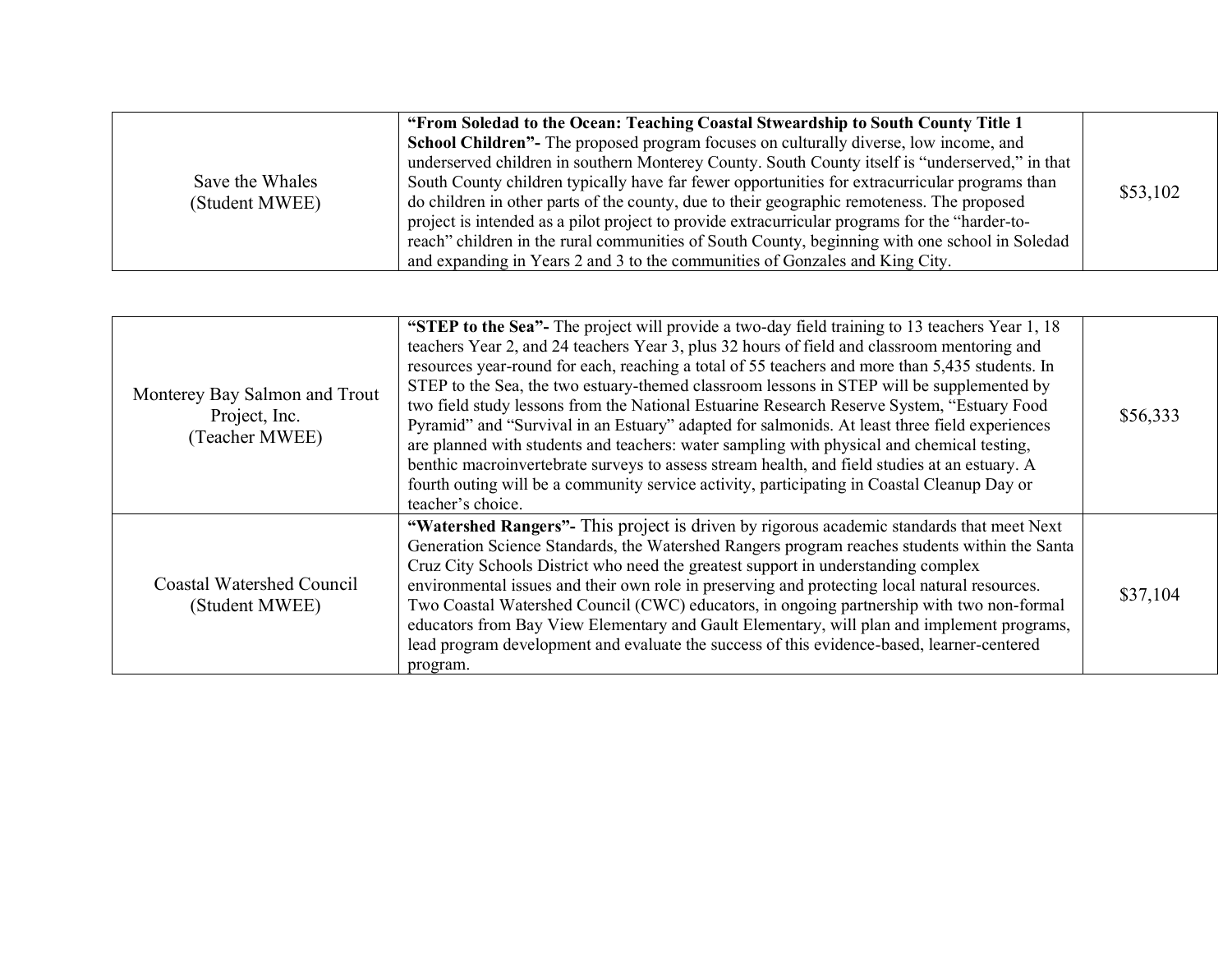| | | |
|---|---|---|
| Save the Whales (Student MWEE) | **"From Soledad to the Ocean: Teaching Coastal Stweardship to South County Title 1 School Children"-** The proposed program focuses on culturally diverse, low income, and underserved children in southern Monterey County. South County itself is "underserved," in that South County children typically have far fewer opportunities for extracurricular programs than do children in other parts of the county, due to their geographic remoteness. The proposed project is intended as a pilot project to provide extracurricular programs for the "harder-to-reach" children in the rural communities of South County, beginning with one school in Soledad and expanding in Years 2 and 3 to the communities of Gonzales and King City. | $53,102 |

| | | |
|---|---|---|
| Monterey Bay Salmon and Trout Project, Inc. (Teacher MWEE) | **"STEP to the Sea"-** The project will provide a two-day field training to 13 teachers Year 1, 18 teachers Year 2, and 24 teachers Year 3, plus 32 hours of field and classroom mentoring and resources year-round for each, reaching a total of 55 teachers and more than 5,435 students. In STEP to the Sea, the two estuary-themed classroom lessons in STEP will be supplemented by two field study lessons from the National Estuarine Research Reserve System, "Estuary Food Pyramid" and "Survival in an Estuary" adapted for salmonids. At least three field experiences are planned with students and teachers: water sampling with physical and chemical testing, benthic macroinvertebrate surveys to assess stream health, and field studies at an estuary. A fourth outing will be a community service activity, participating in Coastal Cleanup Day or teacher's choice. | $56,333 |
| Coastal Watershed Council (Student MWEE) | **"Watershed Rangers"-** This project is driven by rigorous academic standards that meet Next Generation Science Standards, the Watershed Rangers program reaches students within the Santa Cruz City Schools District who need the greatest support in understanding complex environmental issues and their own role in preserving and protecting local natural resources. Two Coastal Watershed Council (CWC) educators, in ongoing partnership with two non-formal educators from Bay View Elementary and Gault Elementary, will plan and implement programs, lead program development and evaluate the success of this evidence-based, learner-centered program. | $37,104 |